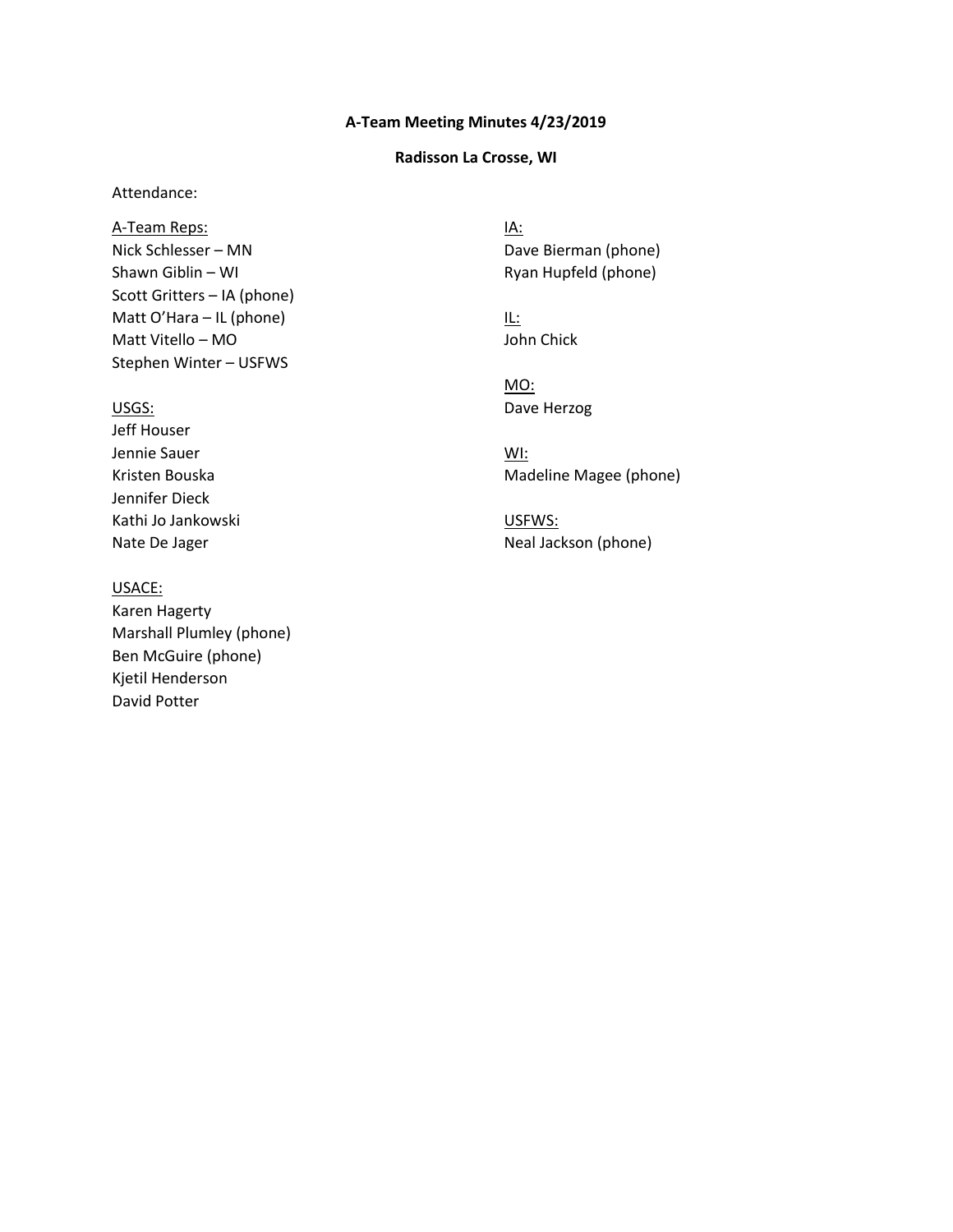**A-Team Meeting Minutes 4/23/2019**

**Radisson La Crosse, WI**

Attendance:

<u>A-Team Reps:</u>
Nick Schlesser – MN
Shawn Giblin – WI
Scott Gritters – IA (phone)
Matt O'Hara – IL (phone)
Matt Vitello – MO
Stephen Winter – USFWS

<u>USGS:</u>
Jeff Houser
Jennie Sauer
Kristen Bouska
Jennifer Dieck
Kathi Jo Jankowski
Nate De Jager

<u>USACE:</u>
Karen Hagerty
Marshall Plumley (phone)
Ben McGuire (phone)
Kjetil Henderson
David Potter

<u>IA:</u>
Dave Bierman (phone)
Ryan Hupfeld (phone)

<u>IL:</u>
John Chick

<u>MO:</u>
Dave Herzog

<u>WI:</u>
Madeline Magee (phone)

<u>USFWS:</u>
Neal Jackson (phone)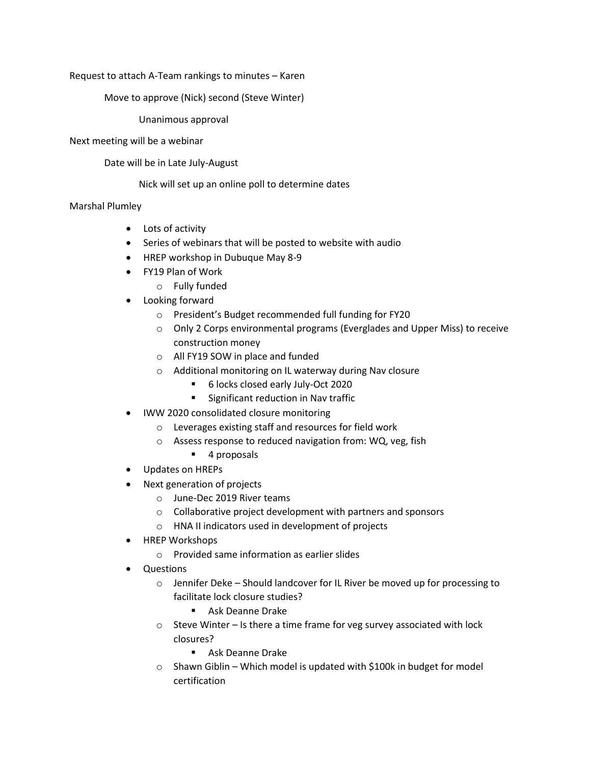Request to attach A-Team rankings to minutes – Karen

Move to approve (Nick) second (Steve Winter)

Unanimous approval

Next meeting will be a webinar

Date will be in Late July-August

Nick will set up an online poll to determine dates

Marshal Plumley

- Lots of activity
- Series of webinars that will be posted to website with audio
- HREP workshop in Dubuque May 8-9
- FY19 Plan of Work
  - Fully funded
- Looking forward
  - President's Budget recommended full funding for FY20
  - Only 2 Corps environmental programs (Everglades and Upper Miss) to receive construction money
  - All FY19 SOW in place and funded
  - Additional monitoring on IL waterway during Nav closure
    - 6 locks closed early July-Oct 2020
    - Significant reduction in Nav traffic
- IWW 2020 consolidated closure monitoring
  - Leverages existing staff and resources for field work
  - Assess response to reduced navigation from: WQ, veg, fish
    - 4 proposals
- Updates on HREPs
- Next generation of projects
  - June-Dec 2019 River teams
  - Collaborative project development with partners and sponsors
  - HNA II indicators used in development of projects
- HREP Workshops
  - Provided same information as earlier slides
- Questions
  - Jennifer Deke – Should landcover for IL River be moved up for processing to facilitate lock closure studies?
    - Ask Deanne Drake
  - Steve Winter – Is there a time frame for veg survey associated with lock closures?
    - Ask Deanne Drake
  - Shawn Giblin – Which model is updated with $100k in budget for model certification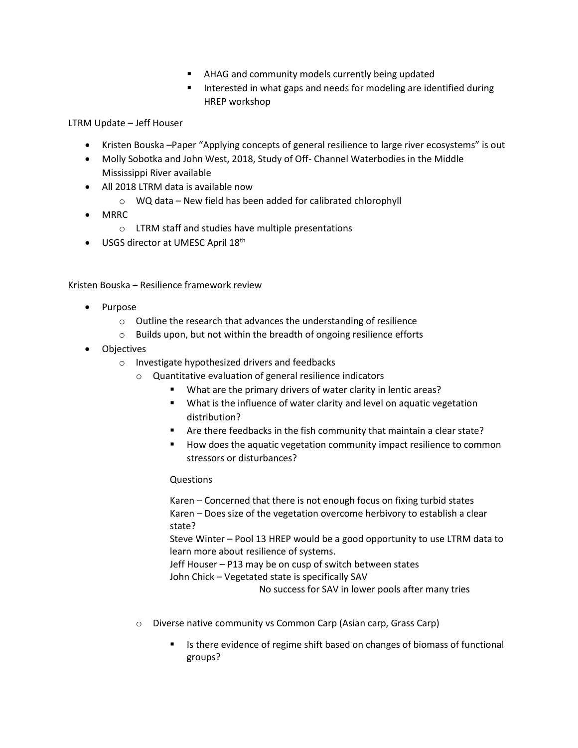- AHAG and community models currently being updated
        - Interested in what gaps and needs for modeling are identified during HREP workshop

LTRM Update – Jeff Houser

- Kristen Bouska –Paper "Applying concepts of general resilience to large river ecosystems" is out
- Molly Sobotka and John West, 2018, Study of Off- Channel Waterbodies in the Middle Mississippi River available
- All 2018 LTRM data is available now
    - WQ data – New field has been added for calibrated chlorophyll
- MRRC
    - LTRM staff and studies have multiple presentations
- USGS director at UMESC April 18th

Kristen Bouska – Resilience framework review

- Purpose
    - Outline the research that advances the understanding of resilience
    - Builds upon, but not within the breadth of ongoing resilience efforts
- Objectives
    - Investigate hypothesized drivers and feedbacks
        - Quantitative evaluation of general resilience indicators
            - What are the primary drivers of water clarity in lentic areas?
            - What is the influence of water clarity and level on aquatic vegetation distribution?
            - Are there feedbacks in the fish community that maintain a clear state?
            - How does the aquatic vegetation community impact resilience to common stressors or disturbances?

            Questions

            Karen – Concerned that there is not enough focus on fixing turbid states
            Karen – Does size of the vegetation overcome herbivory to establish a clear state?
            Steve Winter – Pool 13 HREP would be a good opportunity to use LTRM data to learn more about resilience of systems.
            Jeff Houser – P13 may be on cusp of switch between states
            John Chick – Vegetated state is specifically SAV
            No success for SAV in lower pools after many tries

    - Diverse native community vs Common Carp (Asian carp, Grass Carp)
        - Is there evidence of regime shift based on changes of biomass of functional groups?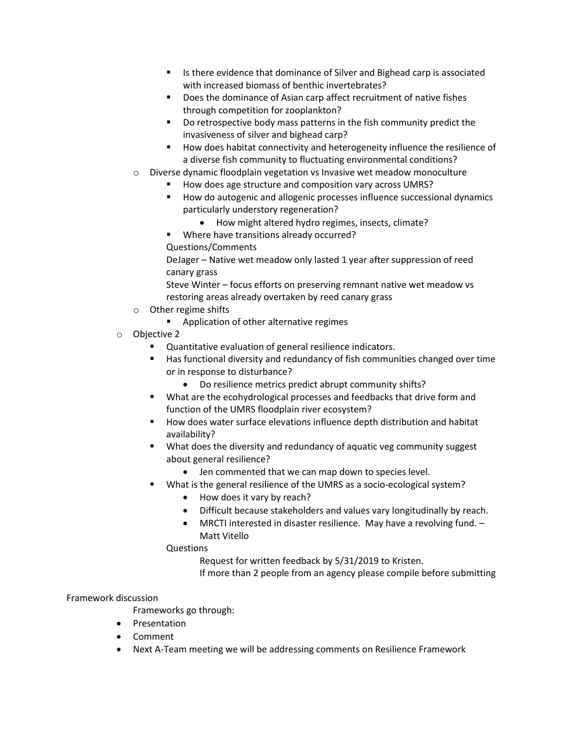- Is there evidence that dominance of Silver and Bighead carp is associated with increased biomass of benthic invertebrates?
    - Does the dominance of Asian carp affect recruitment of native fishes through competition for zooplankton?
    - Do retrospective body mass patterns in the fish community predict the invasiveness of silver and bighead carp?
    - How does habitat connectivity and heterogeneity influence the resilience of a diverse fish community to fluctuating environmental conditions?
  - Diverse dynamic floodplain vegetation vs Invasive wet meadow monoculture
    - How does age structure and composition vary across UMRS?
    - How do autogenic and allogenic processes influence successional dynamics particularly understory regeneration?
      - How might altered hydro regimes, insects, climate?
    - Where have transitions already occurred?

    Questions/Comments

    DeJager – Native wet meadow only lasted 1 year after suppression of reed canary grass

    Steve Winter – focus efforts on preserving remnant native wet meadow vs restoring areas already overtaken by reed canary grass
  - Other regime shifts
    - Application of other alternative regimes
- Objective 2
  - Quantitative evaluation of general resilience indicators.
  - Has functional diversity and redundancy of fish communities changed over time or in response to disturbance?
    - Do resilience metrics predict abrupt community shifts?
  - What are the ecohydrological processes and feedbacks that drive form and function of the UMRS floodplain river ecosystem?
  - How does water surface elevations influence depth distribution and habitat availability?
  - What does the diversity and redundancy of aquatic veg community suggest about general resilience?
    - Jen commented that we can map down to species level.
  - What is the general resilience of the UMRS as a socio-ecological system?
    - How does it vary by reach?
    - Difficult because stakeholders and values vary longitudinally by reach.
    - MRCTI interested in disaster resilience. May have a revolving fund. – Matt Vitello

  Questions

  Request for written feedback by 5/31/2019 to Kristen.

  If more than 2 people from an agency please compile before submitting

Framework discussion

Frameworks go through:

- Presentation
- Comment
- Next A-Team meeting we will be addressing comments on Resilience Framework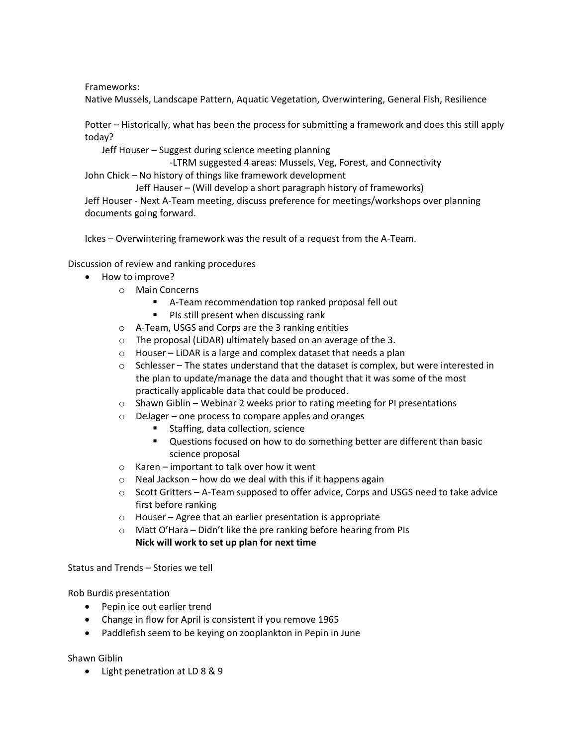Frameworks:

Native Mussels, Landscape Pattern, Aquatic Vegetation, Overwintering, General Fish, Resilience

Potter – Historically, what has been the process for submitting a framework and does this still apply today?

- Jeff Houser – Suggest during science meeting planning
    - -LTRM suggested 4 areas: Mussels, Veg, Forest, and Connectivity

John Chick – No history of things like framework development

- Jeff Hauser – (Will develop a short paragraph history of frameworks)

Jeff Houser - Next A-Team meeting, discuss preference for meetings/workshops over planning documents going forward.

Ickes – Overwintering framework was the result of a request from the A-Team.

Discussion of review and ranking procedures

- How to improve?
    - Main Concerns
        - A-Team recommendation top ranked proposal fell out
        - PIs still present when discussing rank
    - A-Team, USGS and Corps are the 3 ranking entities
    - The proposal (LiDAR) ultimately based on an average of the 3.
    - Houser – LiDAR is a large and complex dataset that needs a plan
    - Schlesser – The states understand that the dataset is complex, but were interested in the plan to update/manage the data and thought that it was some of the most practically applicable data that could be produced.
    - Shawn Giblin – Webinar 2 weeks prior to rating meeting for PI presentations
    - DeJager – one process to compare apples and oranges
        - Staffing, data collection, science
        - Questions focused on how to do something better are different than basic science proposal
    - Karen – important to talk over how it went
    - Neal Jackson – how do we deal with this if it happens again
    - Scott Gritters – A-Team supposed to offer advice, Corps and USGS need to take advice first before ranking
    - Houser – Agree that an earlier presentation is appropriate
    - Matt O'Hara – Didn't like the pre ranking before hearing from PIs

      **Nick will work to set up plan for next time**

Status and Trends – Stories we tell

Rob Burdis presentation

- Pepin ice out earlier trend
- Change in flow for April is consistent if you remove 1965
- Paddlefish seem to be keying on zooplankton in Pepin in June

Shawn Giblin

- Light penetration at LD 8 & 9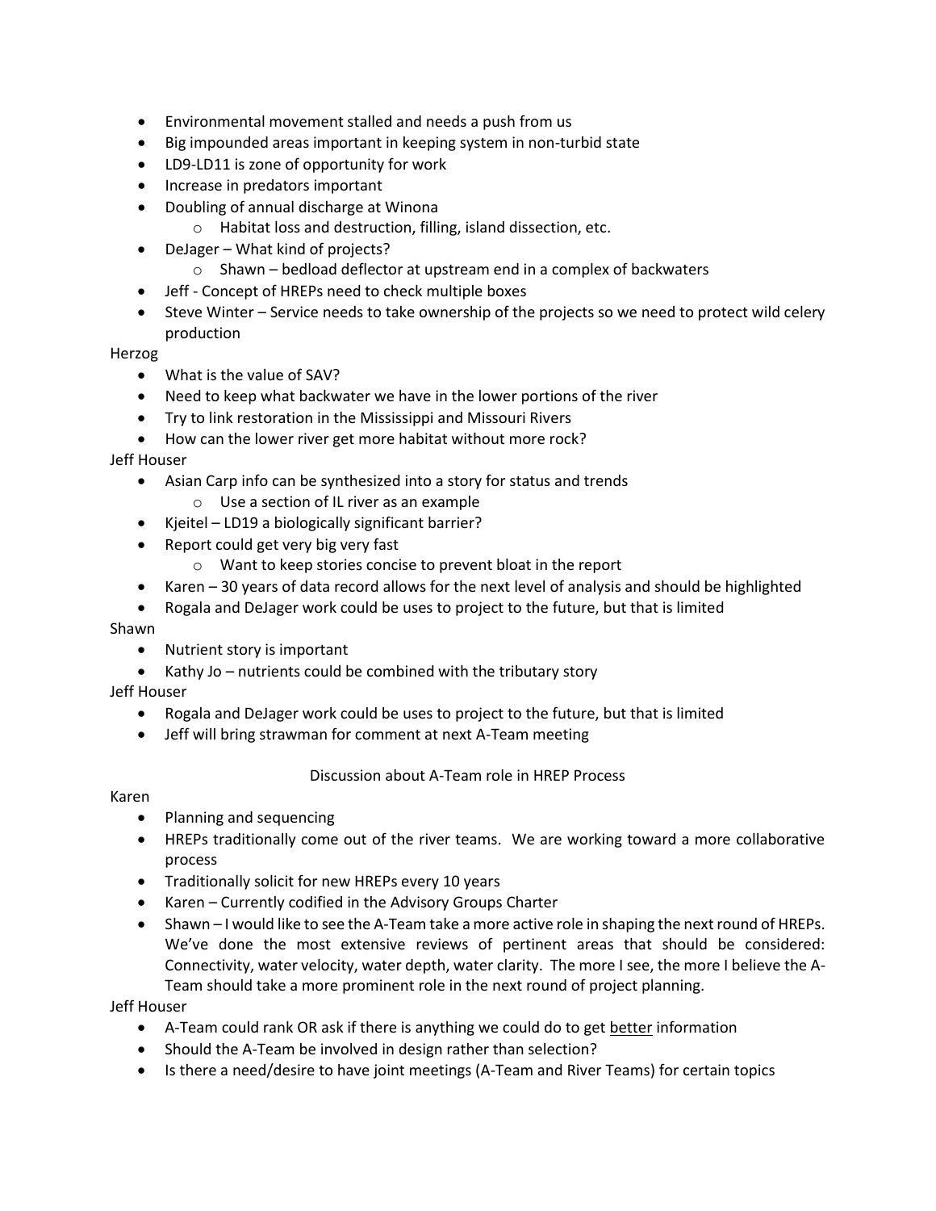- Environmental movement stalled and needs a push from us
- Big impounded areas important in keeping system in non-turbid state
- LD9-LD11 is zone of opportunity for work
- Increase in predators important
- Doubling of annual discharge at Winona
    - Habitat loss and destruction, filling, island dissection, etc.
- DeJager – What kind of projects?
    - Shawn – bedload deflector at upstream end in a complex of backwaters
- Jeff - Concept of HREPs need to check multiple boxes
- Steve Winter – Service needs to take ownership of the projects so we need to protect wild celery production

Herzog

- What is the value of SAV?
- Need to keep what backwater we have in the lower portions of the river
- Try to link restoration in the Mississippi and Missouri Rivers
- How can the lower river get more habitat without more rock?

Jeff Houser

- Asian Carp info can be synthesized into a story for status and trends
    - Use a section of IL river as an example
- Kjeitel – LD19 a biologically significant barrier?
- Report could get very big very fast
    - Want to keep stories concise to prevent bloat in the report
- Karen – 30 years of data record allows for the next level of analysis and should be highlighted
- Rogala and DeJager work could be uses to project to the future, but that is limited

Shawn

- Nutrient story is important
- Kathy Jo – nutrients could be combined with the tributary story

Jeff Houser

- Rogala and DeJager work could be uses to project to the future, but that is limited
- Jeff will bring strawman for comment at next A-Team meeting

Discussion about A-Team role in HREP Process

Karen

- Planning and sequencing
- HREPs traditionally come out of the river teams. We are working toward a more collaborative process
- Traditionally solicit for new HREPs every 10 years
- Karen – Currently codified in the Advisory Groups Charter
- Shawn – I would like to see the A-Team take a more active role in shaping the next round of HREPs. We've done the most extensive reviews of pertinent areas that should be considered: Connectivity, water velocity, water depth, water clarity. The more I see, the more I believe the A-Team should take a more prominent role in the next round of project planning.

Jeff Houser

- A-Team could rank OR ask if there is anything we could do to get better information
- Should the A-Team be involved in design rather than selection?
- Is there a need/desire to have joint meetings (A-Team and River Teams) for certain topics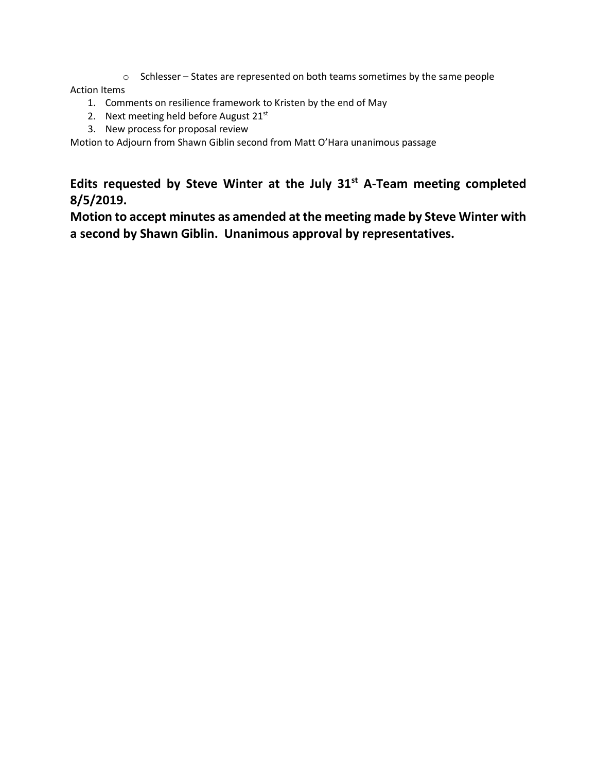- Schlesser – States are represented on both teams sometimes by the same people

Action Items

1. Comments on resilience framework to Kristen by the end of May
2. Next meeting held before August 21st
3. New process for proposal review

Motion to Adjourn from Shawn Giblin second from Matt O'Hara unanimous passage

**Edits requested by Steve Winter at the July 31st A-Team meeting completed 8/5/2019.**

**Motion to accept minutes as amended at the meeting made by Steve Winter with a second by Shawn Giblin. Unanimous approval by representatives.**